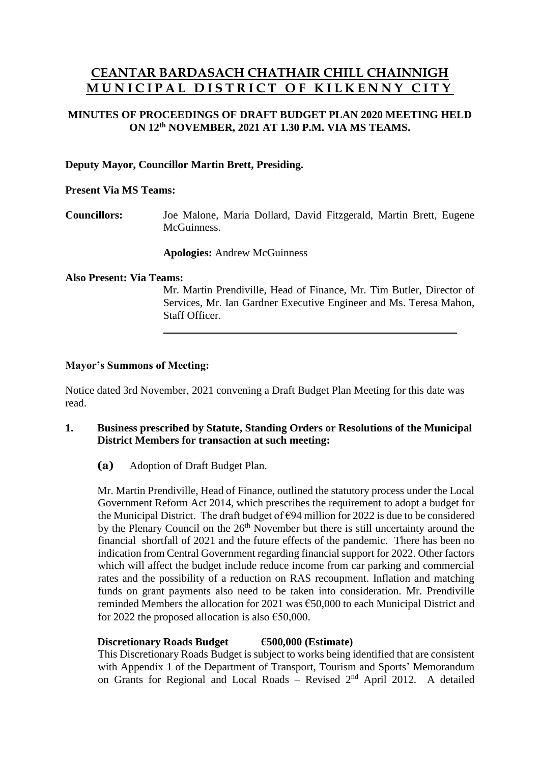# CEANTAR BARDASACH CHATHAIR CHILL CHAINNIGH
# MUNICIPAL DISTRICT OF KILKENNY CITY

**MINUTES OF PROCEEDINGS OF DRAFT BUDGET PLAN 2020 MEETING HELD ON 12th NOVEMBER, 2021 AT 1.30 P.M. VIA MS TEAMS.**

**Deputy Mayor, Councillor Martin Brett, Presiding.**

**Present Via MS Teams:**

**Councillors:** Joe Malone, Maria Dollard, David Fitzgerald, Martin Brett, Eugene McGuinness.

**Apologies:** Andrew McGuinness

**Also Present: Via Teams:**

Mr. Martin Prendiville, Head of Finance, Mr. Tim Butler, Director of Services, Mr. Ian Gardner Executive Engineer and Ms. Teresa Mahon, Staff Officer.

---

**Mayor's Summons of Meeting:**

Notice dated 3rd November, 2021 convening a Draft Budget Plan Meeting for this date was read.

**1. Business prescribed by Statute, Standing Orders or Resolutions of the Municipal District Members for transaction at such meeting:**

**(a)** Adoption of Draft Budget Plan.

Mr. Martin Prendiville, Head of Finance, outlined the statutory process under the Local Government Reform Act 2014, which prescribes the requirement to adopt a budget for the Municipal District. The draft budget of €94 million for 2022 is due to be considered by the Plenary Council on the 26th November but there is still uncertainty around the financial shortfall of 2021 and the future effects of the pandemic. There has been no indication from Central Government regarding financial support for 2022. Other factors which will affect the budget include reduce income from car parking and commercial rates and the possibility of a reduction on RAS recoupment. Inflation and matching funds on grant payments also need to be taken into consideration. Mr. Prendiville reminded Members the allocation for 2021 was €50,000 to each Municipal District and for 2022 the proposed allocation is also €50,000.

**Discretionary Roads Budget €500,000 (Estimate)**

This Discretionary Roads Budget is subject to works being identified that are consistent with Appendix 1 of the Department of Transport, Tourism and Sports' Memorandum on Grants for Regional and Local Roads – Revised 2nd April 2012. A detailed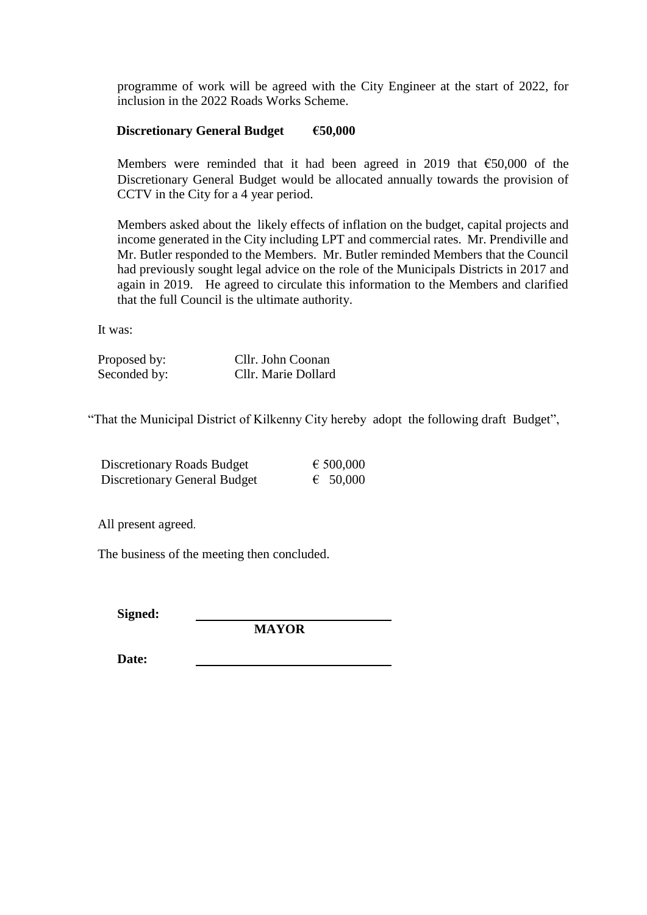programme of work will be agreed with the City Engineer at the start of 2022, for inclusion in the 2022 Roads Works Scheme.

**Discretionary General Budget €50,000**

Members were reminded that it had been agreed in 2019 that €50,000 of the Discretionary General Budget would be allocated annually towards the provision of CCTV in the City for a 4 year period.

Members asked about the likely effects of inflation on the budget, capital projects and income generated in the City including LPT and commercial rates. Mr. Prendiville and Mr. Butler responded to the Members. Mr. Butler reminded Members that the Council had previously sought legal advice on the role of the Municipals Districts in 2017 and again in 2019. He agreed to circulate this information to the Members and clarified that the full Council is the ultimate authority.

It was:

| | |
|---|---|
| Proposed by: | Cllr. John Coonan |
| Seconded by: | Cllr. Marie Dollard |

"That the Municipal District of Kilkenny City hereby adopt the following draft Budget",

| | |
|---|---|
| Discretionary Roads Budget | € 500,000 |
| Discretionary General Budget | € 50,000 |

All present agreed.

The business of the meeting then concluded.

**Signed:** ______________________________

**MAYOR**

**Date:** ______________________________